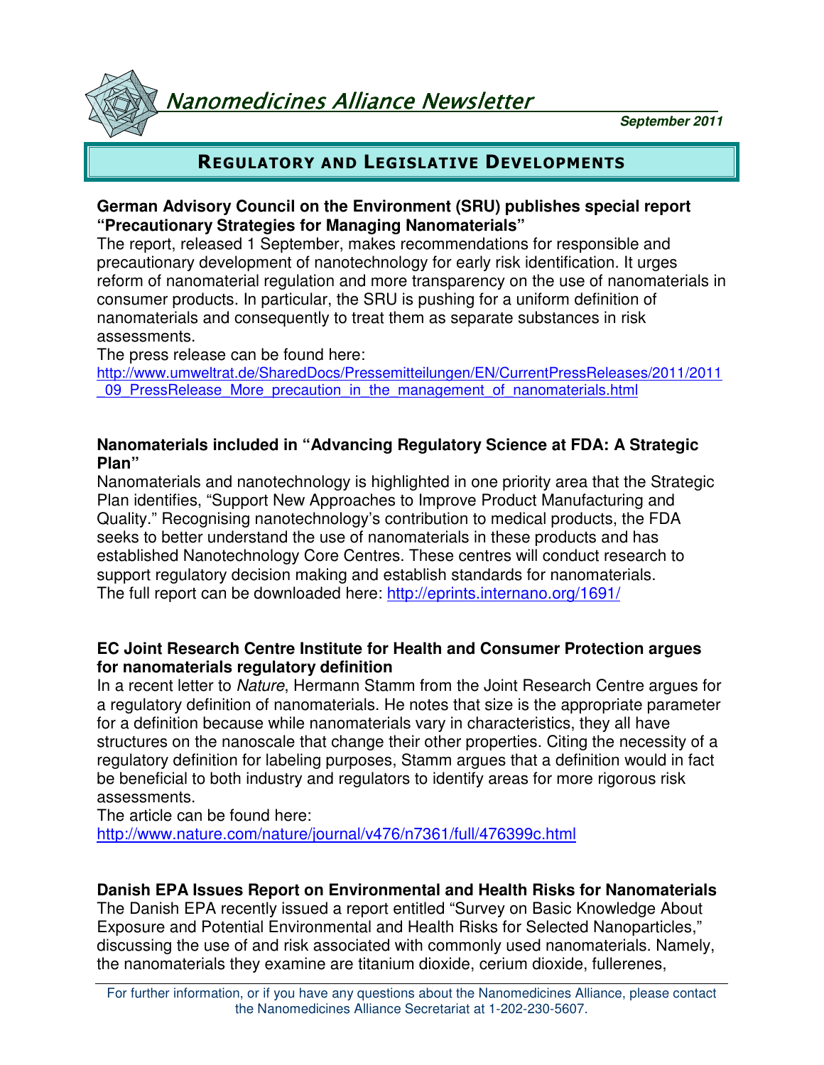# Nanomedicines Alliance Newsletter

**September 2011**

## Regulatory and Legislative Developments

**German Advisory Council on the Environment (SRU) publishes special report "Precautionary Strategies for Managing Nanomaterials"**

The report, released 1 September, makes recommendations for responsible and precautionary development of nanotechnology for early risk identification. It urges reform of nanomaterial regulation and more transparency on the use of nanomaterials in consumer products. In particular, the SRU is pushing for a uniform definition of nanomaterials and consequently to treat them as separate substances in risk assessments.

The press release can be found here:
http://www.umweltrat.de/SharedDocs/Pressemitteilungen/EN/CurrentPressReleases/2011/2011_09_PressRelease_More_precaution_in_the_management_of_nanomaterials.html

**Nanomaterials included in "Advancing Regulatory Science at FDA: A Strategic Plan"**

Nanomaterials and nanotechnology is highlighted in one priority area that the Strategic Plan identifies, "Support New Approaches to Improve Product Manufacturing and Quality." Recognising nanotechnology's contribution to medical products, the FDA seeks to better understand the use of nanomaterials in these products and has established Nanotechnology Core Centres. These centres will conduct research to support regulatory decision making and establish standards for nanomaterials.

The full report can be downloaded here: http://eprints.internano.org/1691/

**EC Joint Research Centre Institute for Health and Consumer Protection argues for nanomaterials regulatory definition**

In a recent letter to *Nature*, Hermann Stamm from the Joint Research Centre argues for a regulatory definition of nanomaterials. He notes that size is the appropriate parameter for a definition because while nanomaterials vary in characteristics, they all have structures on the nanoscale that change their other properties. Citing the necessity of a regulatory definition for labeling purposes, Stamm argues that a definition would in fact be beneficial to both industry and regulators to identify areas for more rigorous risk assessments.

The article can be found here:
http://www.nature.com/nature/journal/v476/n7361/full/476399c.html

**Danish EPA Issues Report on Environmental and Health Risks for Nanomaterials**

The Danish EPA recently issued a report entitled "Survey on Basic Knowledge About Exposure and Potential Environmental and Health Risks for Selected Nanoparticles," discussing the use of and risk associated with commonly used nanomaterials. Namely, the nanomaterials they examine are titanium dioxide, cerium dioxide, fullerenes,

For further information, or if you have any questions about the Nanomedicines Alliance, please contact the Nanomedicines Alliance Secretariat at 1-202-230-5607.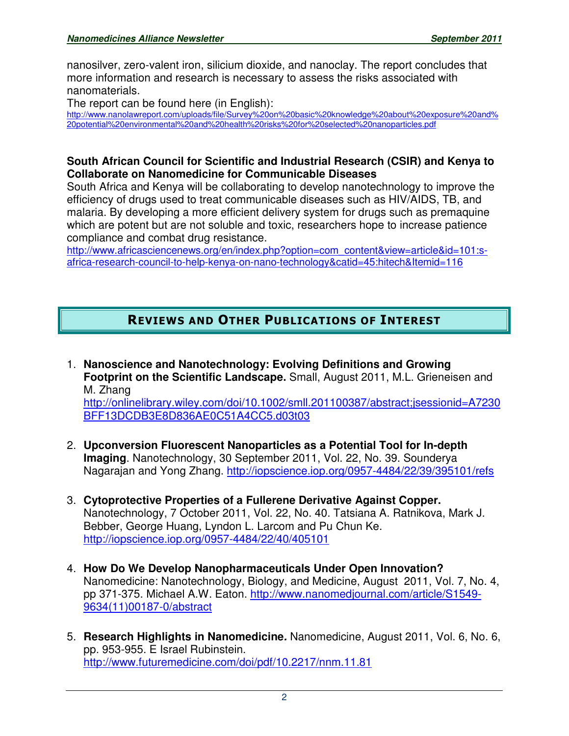nanosilver, zero-valent iron, silicium dioxide, and nanoclay. The report concludes that more information and research is necessary to assess the risks associated with nanomaterials.

The report can be found here (in English):
http://www.nanolawreport.com/uploads/file/Survey%20on%20basic%20knowledge%20about%20exposure%20and%20potential%20environmental%20and%20health%20risks%20for%20selected%20nanoparticles.pdf

**South African Council for Scientific and Industrial Research (CSIR) and Kenya to Collaborate on Nanomedicine for Communicable Diseases**

South Africa and Kenya will be collaborating to develop nanotechnology to improve the efficiency of drugs used to treat communicable diseases such as HIV/AIDS, TB, and malaria. By developing a more efficient delivery system for drugs such as premaquine which are potent but are not soluble and toxic, researchers hope to increase patience compliance and combat drug resistance.
http://www.africasciencenews.org/en/index.php?option=com_content&view=article&id=101:s-africa-research-council-to-help-kenya-on-nano-technology&catid=45:hitech&Itemid=116

## REVIEWS AND OTHER PUBLICATIONS OF INTEREST

1. **Nanoscience and Nanotechnology: Evolving Definitions and Growing Footprint on the Scientific Landscape.** Small, August 2011, M.L. Grieneisen and M. Zhang
   http://onlinelibrary.wiley.com/doi/10.1002/smll.201100387/abstract;jsessionid=A7230BFF13DCDB3E8D836AE0C51A4CC5.d03t03

2. **Upconversion Fluorescent Nanoparticles as a Potential Tool for In-depth Imaging**. Nanotechnology, 30 September 2011, Vol. 22, No. 39. Sounderya Nagarajan and Yong Zhang. http://iopscience.iop.org/0957-4484/22/39/395101/refs

3. **Cytoprotective Properties of a Fullerene Derivative Against Copper.** Nanotechnology, 7 October 2011, Vol. 22, No. 40. Tatsiana A. Ratnikova, Mark J. Bebber, George Huang, Lyndon L. Larcom and Pu Chun Ke. http://iopscience.iop.org/0957-4484/22/40/405101

4. **How Do We Develop Nanopharmaceuticals Under Open Innovation?** Nanomedicine: Nanotechnology, Biology, and Medicine, August 2011, Vol. 7, No. 4, pp 371-375. Michael A.W. Eaton. http://www.nanomedjournal.com/article/S1549-9634(11)00187-0/abstract

5. **Research Highlights in Nanomedicine.** Nanomedicine, August 2011, Vol. 6, No. 6, pp. 953-955. E Israel Rubinstein. http://www.futuremedicine.com/doi/pdf/10.2217/nnm.11.81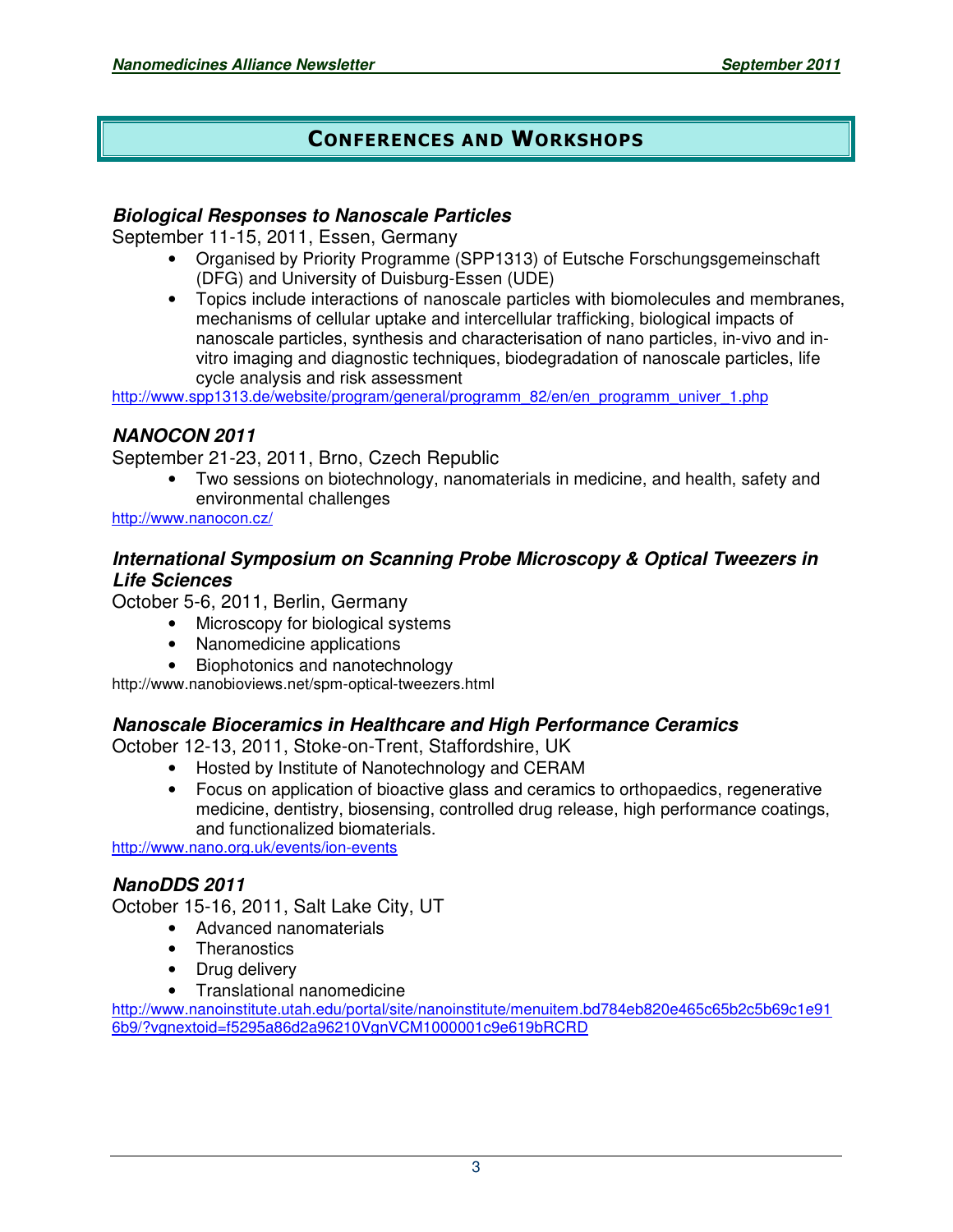## Conferences and Workshops

### *Biological Responses to Nanoscale Particles*

September 11-15, 2011, Essen, Germany

- Organised by Priority Programme (SPP1313) of Eutsche Forschungsgemeinschaft (DFG) and University of Duisburg-Essen (UDE)
- Topics include interactions of nanoscale particles with biomolecules and membranes, mechanisms of cellular uptake and intercellular trafficking, biological impacts of nanoscale particles, synthesis and characterisation of nano particles, in-vivo and in-vitro imaging and diagnostic techniques, biodegradation of nanoscale particles, life cycle analysis and risk assessment

http://www.spp1313.de/website/program/general/programm_82/en/en_programm_univer_1.php

### *NANOCON 2011*

September 21-23, 2011, Brno, Czech Republic

- Two sessions on biotechnology, nanomaterials in medicine, and health, safety and environmental challenges

http://www.nanocon.cz/

### *International Symposium on Scanning Probe Microscopy & Optical Tweezers in Life Sciences*

October 5-6, 2011, Berlin, Germany

- Microscopy for biological systems
- Nanomedicine applications
- Biophotonics and nanotechnology

http://www.nanobioviews.net/spm-optical-tweezers.html

### *Nanoscale Bioceramics in Healthcare and High Performance Ceramics*

October 12-13, 2011, Stoke-on-Trent, Staffordshire, UK

- Hosted by Institute of Nanotechnology and CERAM
- Focus on application of bioactive glass and ceramics to orthopaedics, regenerative medicine, dentistry, biosensing, controlled drug release, high performance coatings, and functionalized biomaterials.

http://www.nano.org.uk/events/ion-events

### *NanoDDS 2011*

October 15-16, 2011, Salt Lake City, UT

- Advanced nanomaterials
- Theranostics
- Drug delivery
- Translational nanomedicine

http://www.nanoinstitute.utah.edu/portal/site/nanoinstitute/menuitem.bd784eb820e465c65b2c5b69c1e916b9/?vgnextoid=f5295a86d2a96210VgnVCM1000001c9e619bRCRD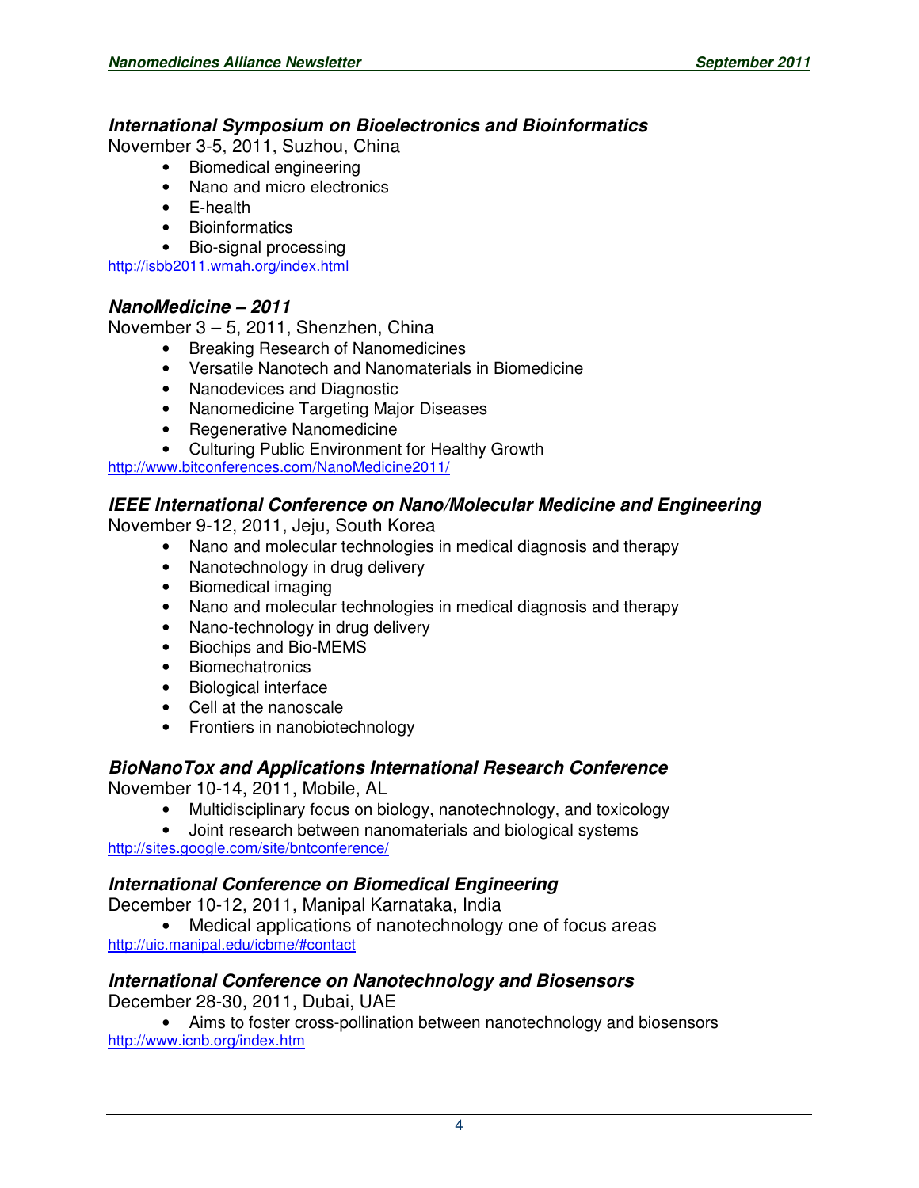### *International Symposium on Bioelectronics and Bioinformatics*

November 3-5, 2011, Suzhou, China

- Biomedical engineering
- Nano and micro electronics
- E-health
- Bioinformatics
- Bio-signal processing

http://isbb2011.wmah.org/index.html

### *NanoMedicine – 2011*

November 3 – 5, 2011, Shenzhen, China

- Breaking Research of Nanomedicines
- Versatile Nanotech and Nanomaterials in Biomedicine
- Nanodevices and Diagnostic
- Nanomedicine Targeting Major Diseases
- Regenerative Nanomedicine
- Culturing Public Environment for Healthy Growth

http://www.bitconferences.com/NanoMedicine2011/

### *IEEE International Conference on Nano/Molecular Medicine and Engineering*

November 9-12, 2011, Jeju, South Korea

- Nano and molecular technologies in medical diagnosis and therapy
- Nanotechnology in drug delivery
- Biomedical imaging
- Nano and molecular technologies in medical diagnosis and therapy
- Nano-technology in drug delivery
- Biochips and Bio-MEMS
- Biomechatronics
- Biological interface
- Cell at the nanoscale
- Frontiers in nanobiotechnology

### *BioNanoTox and Applications International Research Conference*

November 10-14, 2011, Mobile, AL

- Multidisciplinary focus on biology, nanotechnology, and toxicology
- Joint research between nanomaterials and biological systems

http://sites.google.com/site/bntconference/

### *International Conference on Biomedical Engineering*

December 10-12, 2011, Manipal Karnataka, India

- Medical applications of nanotechnology one of focus areas

http://uic.manipal.edu/icbme/#contact

### *International Conference on Nanotechnology and Biosensors*

December 28-30, 2011, Dubai, UAE

- Aims to foster cross-pollination between nanotechnology and biosensors

http://www.icnb.org/index.htm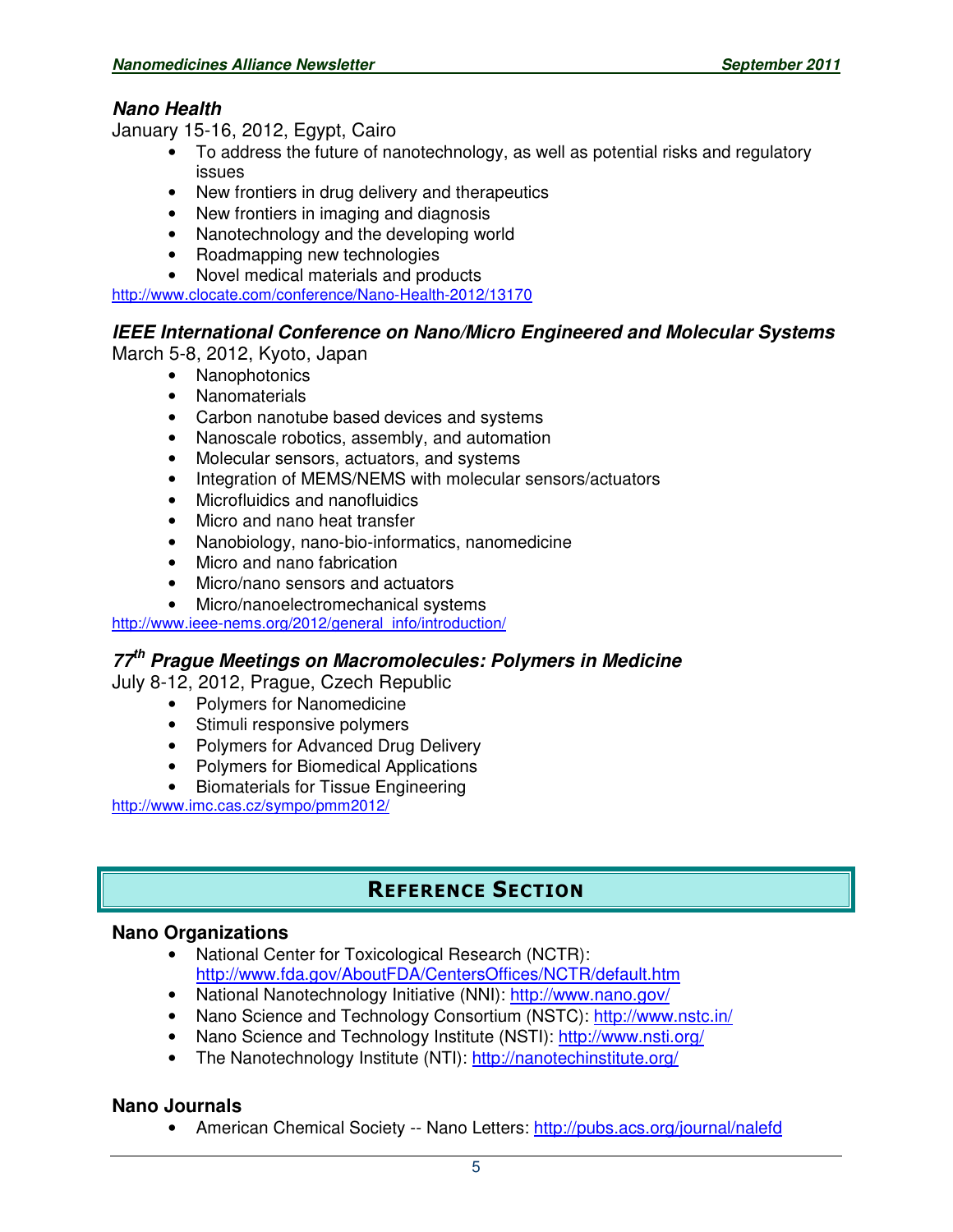### *Nano Health*

January 15-16, 2012, Egypt, Cairo

- To address the future of nanotechnology, as well as potential risks and regulatory issues
- New frontiers in drug delivery and therapeutics
- New frontiers in imaging and diagnosis
- Nanotechnology and the developing world
- Roadmapping new technologies
- Novel medical materials and products

http://www.clocate.com/conference/Nano-Health-2012/13170

### *IEEE International Conference on Nano/Micro Engineered and Molecular Systems*

March 5-8, 2012, Kyoto, Japan

- Nanophotonics
- Nanomaterials
- Carbon nanotube based devices and systems
- Nanoscale robotics, assembly, and automation
- Molecular sensors, actuators, and systems
- Integration of MEMS/NEMS with molecular sensors/actuators
- Microfluidics and nanofluidics
- Micro and nano heat transfer
- Nanobiology, nano-bio-informatics, nanomedicine
- Micro and nano fabrication
- Micro/nano sensors and actuators
- Micro/nanoelectromechanical systems

http://www.ieee-nems.org/2012/general_info/introduction/

### *77th Prague Meetings on Macromolecules: Polymers in Medicine*

July 8-12, 2012, Prague, Czech Republic

- Polymers for Nanomedicine
- Stimuli responsive polymers
- Polymers for Advanced Drug Delivery
- Polymers for Biomedical Applications
- Biomaterials for Tissue Engineering

http://www.imc.cas.cz/sympo/pmm2012/

## REFERENCE SECTION

### Nano Organizations

- National Center for Toxicological Research (NCTR): http://www.fda.gov/AboutFDA/CentersOffices/NCTR/default.htm
- National Nanotechnology Initiative (NNI): http://www.nano.gov/
- Nano Science and Technology Consortium (NSTC): http://www.nstc.in/
- Nano Science and Technology Institute (NSTI): http://www.nsti.org/
- The Nanotechnology Institute (NTI): http://nanotechinstitute.org/

### Nano Journals

- American Chemical Society -- Nano Letters: http://pubs.acs.org/journal/nalefd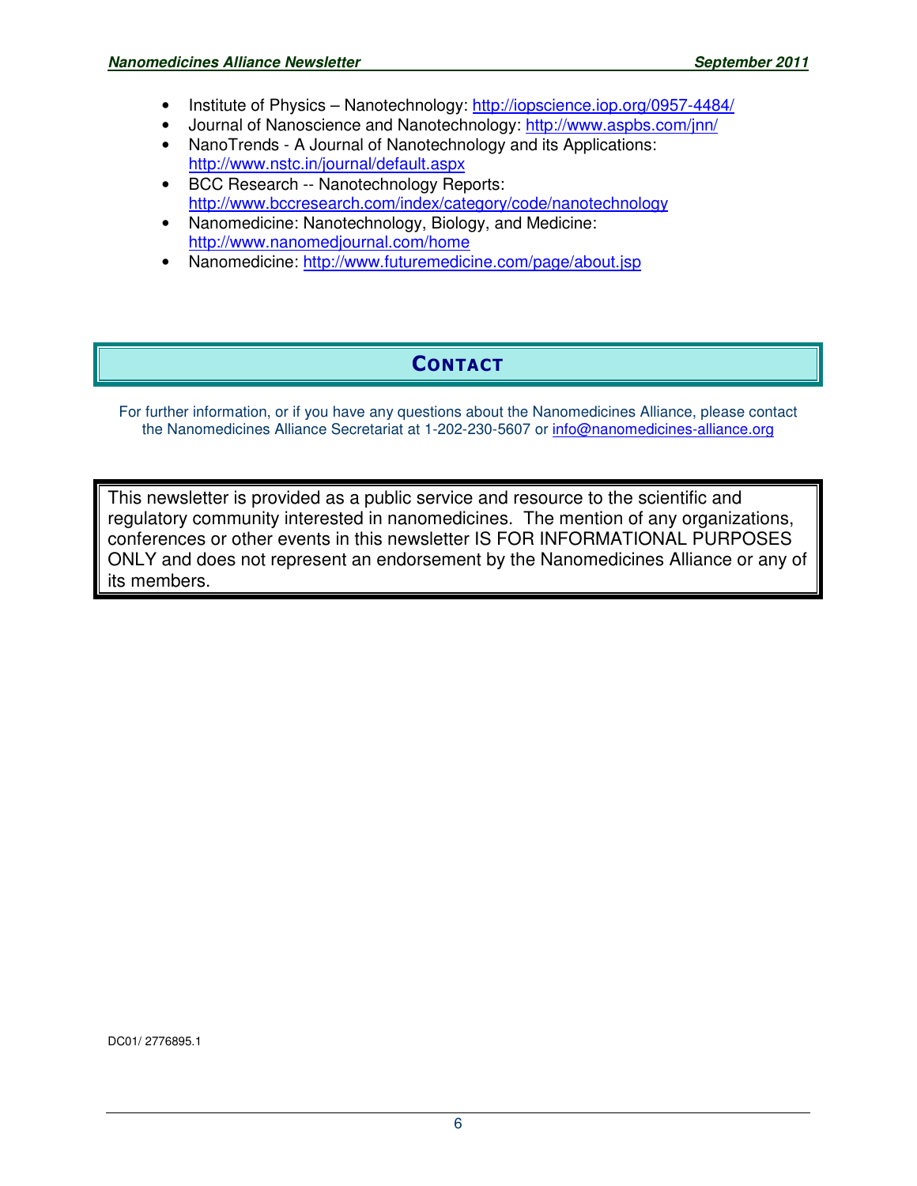- Institute of Physics – Nanotechnology: http://iopscience.iop.org/0957-4484/
- Journal of Nanoscience and Nanotechnology: http://www.aspbs.com/jnn/
- NanoTrends - A Journal of Nanotechnology and its Applications: http://www.nstc.in/journal/default.aspx
- BCC Research -- Nanotechnology Reports: http://www.bccresearch.com/index/category/code/nanotechnology
- Nanomedicine: Nanotechnology, Biology, and Medicine: http://www.nanomedjournal.com/home
- Nanomedicine: http://www.futuremedicine.com/page/about.jsp

## CONTACT

For further information, or if you have any questions about the Nanomedicines Alliance, please contact the Nanomedicines Alliance Secretariat at 1-202-230-5607 or info@nanomedicines-alliance.org

This newsletter is provided as a public service and resource to the scientific and regulatory community interested in nanomedicines. The mention of any organizations, conferences or other events in this newsletter IS FOR INFORMATIONAL PURPOSES ONLY and does not represent an endorsement by the Nanomedicines Alliance or any of its members.

DC01/ 2776895.1